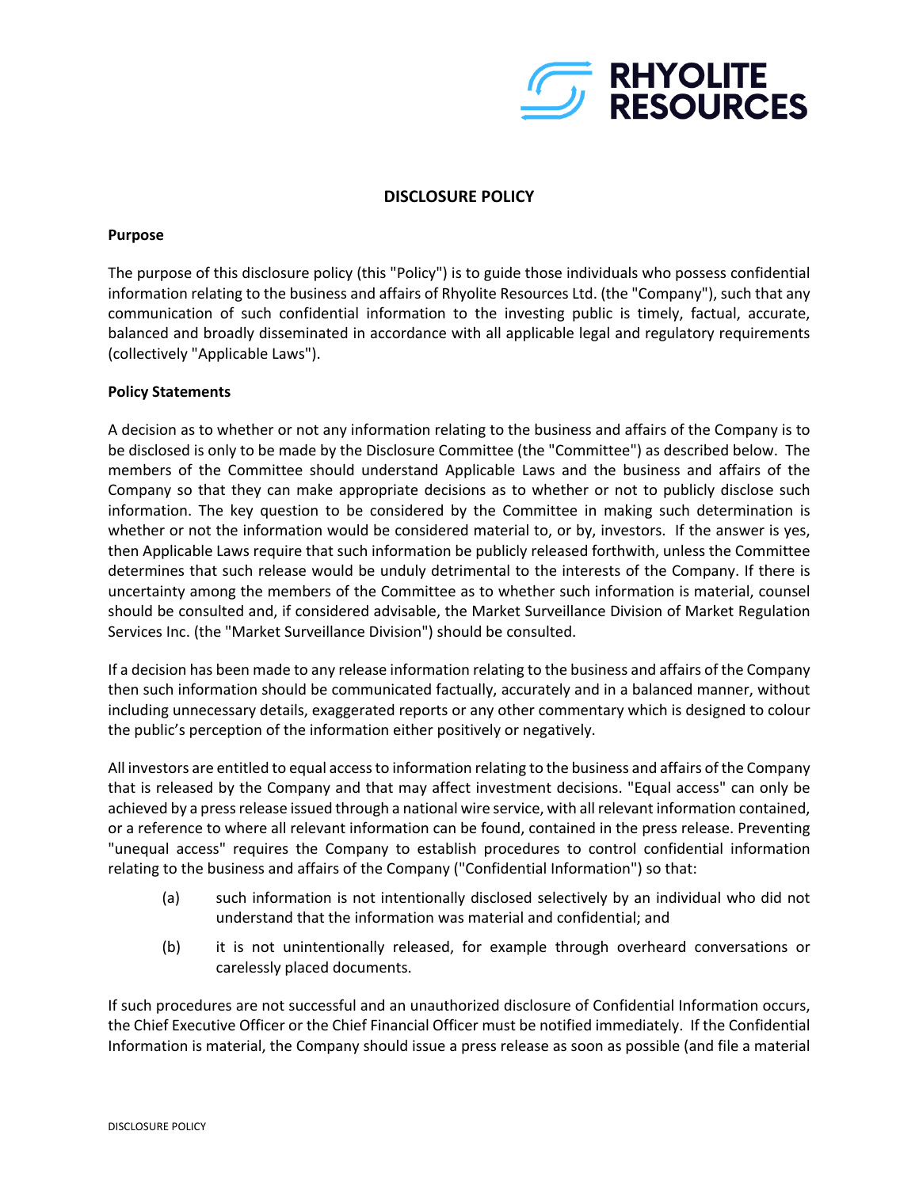# DISCLOSURE POLICY

## Purpose

The purpose of this disclosure policy (this "Policy") is to guide those individuals who possess confidential information relating to the business and affairs of Rhyolite Resources Ltd. (the "Company"), such that any communication of such confidential information to the investing public is timely, factual, accurate, balanced and broadly disseminated in accordance with all applicable legal and regulatory requirements (collectively "Applicable Laws").

## Policy Statements

A decision as to whether or not any information relating to the business and affairs of the Company is to be disclosed is only to be made by the Disclosure Committee (the "Committee") as described below. The members of the Committee should understand Applicable Laws and the business and affairs of the Company so that they can make appropriate decisions as to whether or not to publicly disclose such information. The key question to be considered by the Committee in making such determination is whether or not the information would be considered material to, or by, investors. If the answer is yes, then Applicable Laws require that such information be publicly released forthwith, unless the Committee determines that such release would be unduly detrimental to the interests of the Company. If there is uncertainty among the members of the Committee as to whether such information is material, counsel should be consulted and, if considered advisable, the Market Surveillance Division of Market Regulation Services Inc. (the "Market Surveillance Division") should be consulted.

If a decision has been made to any release information relating to the business and affairs of the Company then such information should be communicated factually, accurately and in a balanced manner, without including unnecessary details, exaggerated reports or any other commentary which is designed to colour the public's perception of the information either positively or negatively.

All investors are entitled to equal access to information relating to the business and affairs of the Company that is released by the Company and that may affect investment decisions. "Equal access" can only be achieved by a press release issued through a national wire service, with all relevant information contained, or a reference to where all relevant information can be found, contained in the press release. Preventing "unequal access" requires the Company to establish procedures to control confidential information relating to the business and affairs of the Company ("Confidential Information") so that:

(a) such information is not intentionally disclosed selectively by an individual who did not understand that the information was material and confidential; and

(b) it is not unintentionally released, for example through overheard conversations or carelessly placed documents.

If such procedures are not successful and an unauthorized disclosure of Confidential Information occurs, the Chief Executive Officer or the Chief Financial Officer must be notified immediately. If the Confidential Information is material, the Company should issue a press release as soon as possible (and file a material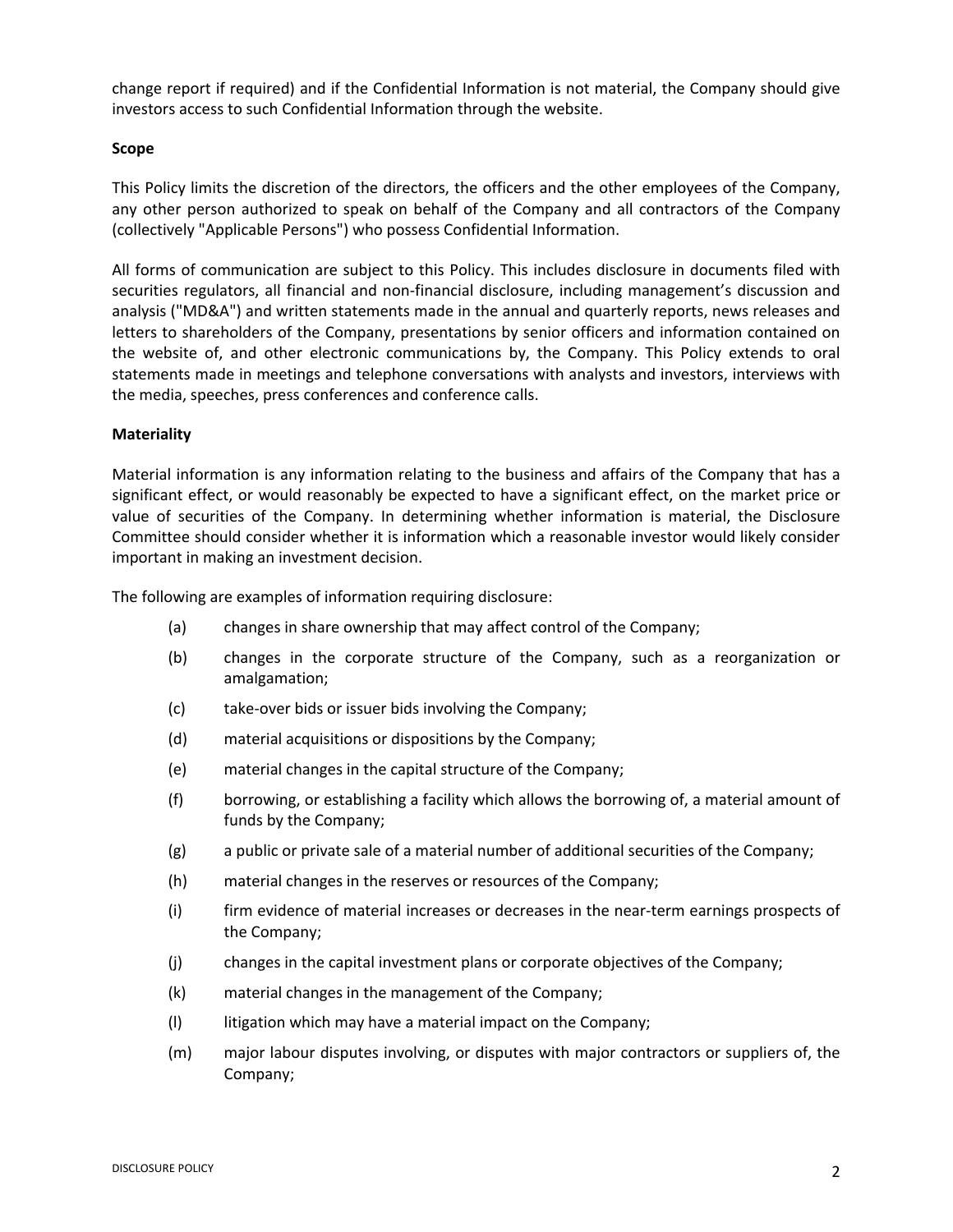change report if required) and if the Confidential Information is not material, the Company should give investors access to such Confidential Information through the website.

**Scope**

This Policy limits the discretion of the directors, the officers and the other employees of the Company, any other person authorized to speak on behalf of the Company and all contractors of the Company (collectively "Applicable Persons") who possess Confidential Information.

All forms of communication are subject to this Policy. This includes disclosure in documents filed with securities regulators, all financial and non-financial disclosure, including management's discussion and analysis ("MD&A") and written statements made in the annual and quarterly reports, news releases and letters to shareholders of the Company, presentations by senior officers and information contained on the website of, and other electronic communications by, the Company. This Policy extends to oral statements made in meetings and telephone conversations with analysts and investors, interviews with the media, speeches, press conferences and conference calls.

**Materiality**

Material information is any information relating to the business and affairs of the Company that has a significant effect, or would reasonably be expected to have a significant effect, on the market price or value of securities of the Company. In determining whether information is material, the Disclosure Committee should consider whether it is information which a reasonable investor would likely consider important in making an investment decision.

The following are examples of information requiring disclosure:

(a) changes in share ownership that may affect control of the Company;

(b) changes in the corporate structure of the Company, such as a reorganization or amalgamation;

(c) take-over bids or issuer bids involving the Company;

(d) material acquisitions or dispositions by the Company;

(e) material changes in the capital structure of the Company;

(f) borrowing, or establishing a facility which allows the borrowing of, a material amount of funds by the Company;

(g) a public or private sale of a material number of additional securities of the Company;

(h) material changes in the reserves or resources of the Company;

(i) firm evidence of material increases or decreases in the near-term earnings prospects of the Company;

(j) changes in the capital investment plans or corporate objectives of the Company;

(k) material changes in the management of the Company;

(l) litigation which may have a material impact on the Company;

(m) major labour disputes involving, or disputes with major contractors or suppliers of, the Company;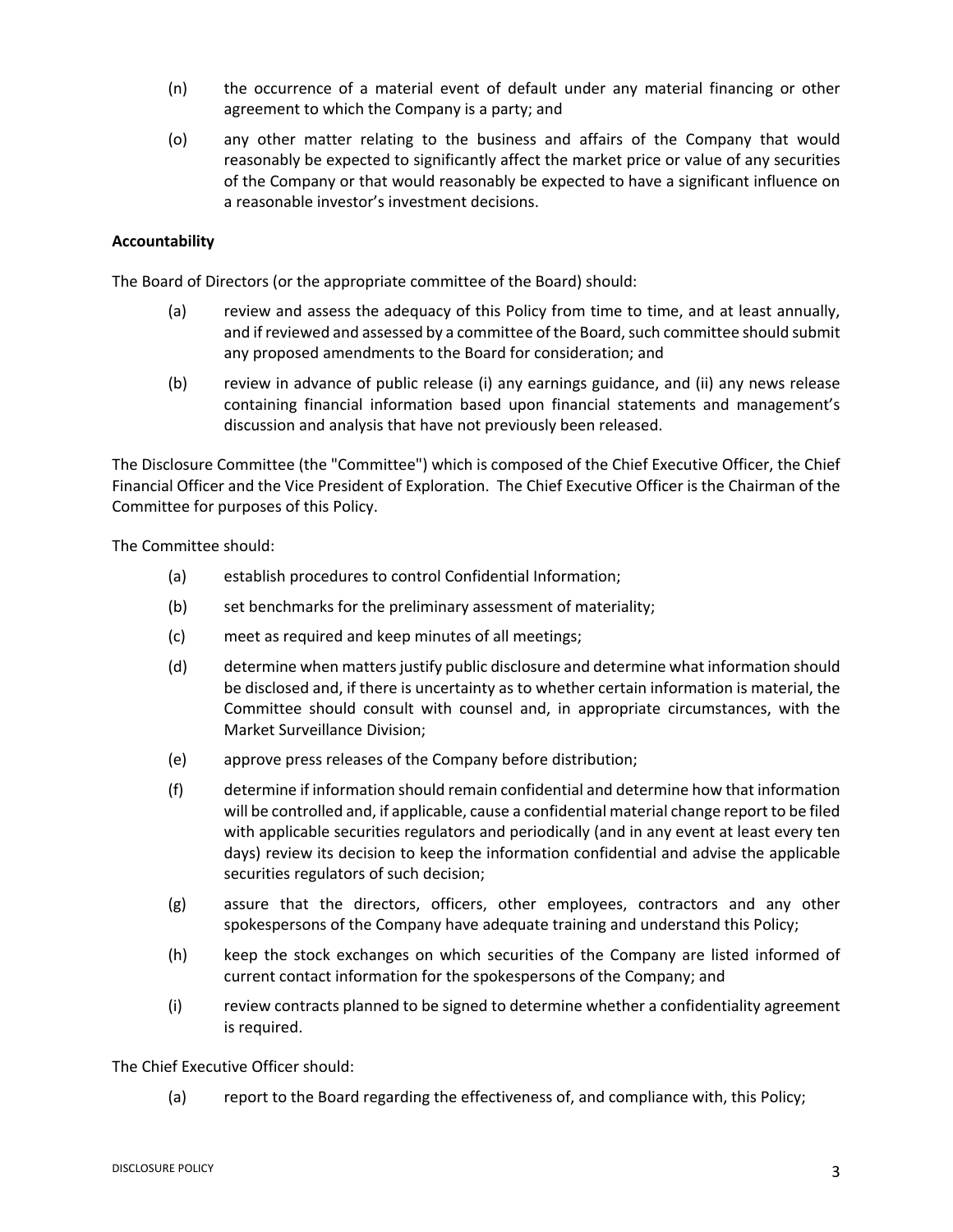(n) the occurrence of a material event of default under any material financing or other agreement to which the Company is a party; and

(o) any other matter relating to the business and affairs of the Company that would reasonably be expected to significantly affect the market price or value of any securities of the Company or that would reasonably be expected to have a significant influence on a reasonable investor's investment decisions.

**Accountability**

The Board of Directors (or the appropriate committee of the Board) should:

(a) review and assess the adequacy of this Policy from time to time, and at least annually, and if reviewed and assessed by a committee of the Board, such committee should submit any proposed amendments to the Board for consideration; and

(b) review in advance of public release (i) any earnings guidance, and (ii) any news release containing financial information based upon financial statements and management's discussion and analysis that have not previously been released.

The Disclosure Committee (the "Committee") which is composed of the Chief Executive Officer, the Chief Financial Officer and the Vice President of Exploration. The Chief Executive Officer is the Chairman of the Committee for purposes of this Policy.

The Committee should:

(a) establish procedures to control Confidential Information;

(b) set benchmarks for the preliminary assessment of materiality;

(c) meet as required and keep minutes of all meetings;

(d) determine when matters justify public disclosure and determine what information should be disclosed and, if there is uncertainty as to whether certain information is material, the Committee should consult with counsel and, in appropriate circumstances, with the Market Surveillance Division;

(e) approve press releases of the Company before distribution;

(f) determine if information should remain confidential and determine how that information will be controlled and, if applicable, cause a confidential material change report to be filed with applicable securities regulators and periodically (and in any event at least every ten days) review its decision to keep the information confidential and advise the applicable securities regulators of such decision;

(g) assure that the directors, officers, other employees, contractors and any other spokespersons of the Company have adequate training and understand this Policy;

(h) keep the stock exchanges on which securities of the Company are listed informed of current contact information for the spokespersons of the Company; and

(i) review contracts planned to be signed to determine whether a confidentiality agreement is required.

The Chief Executive Officer should:

(a) report to the Board regarding the effectiveness of, and compliance with, this Policy;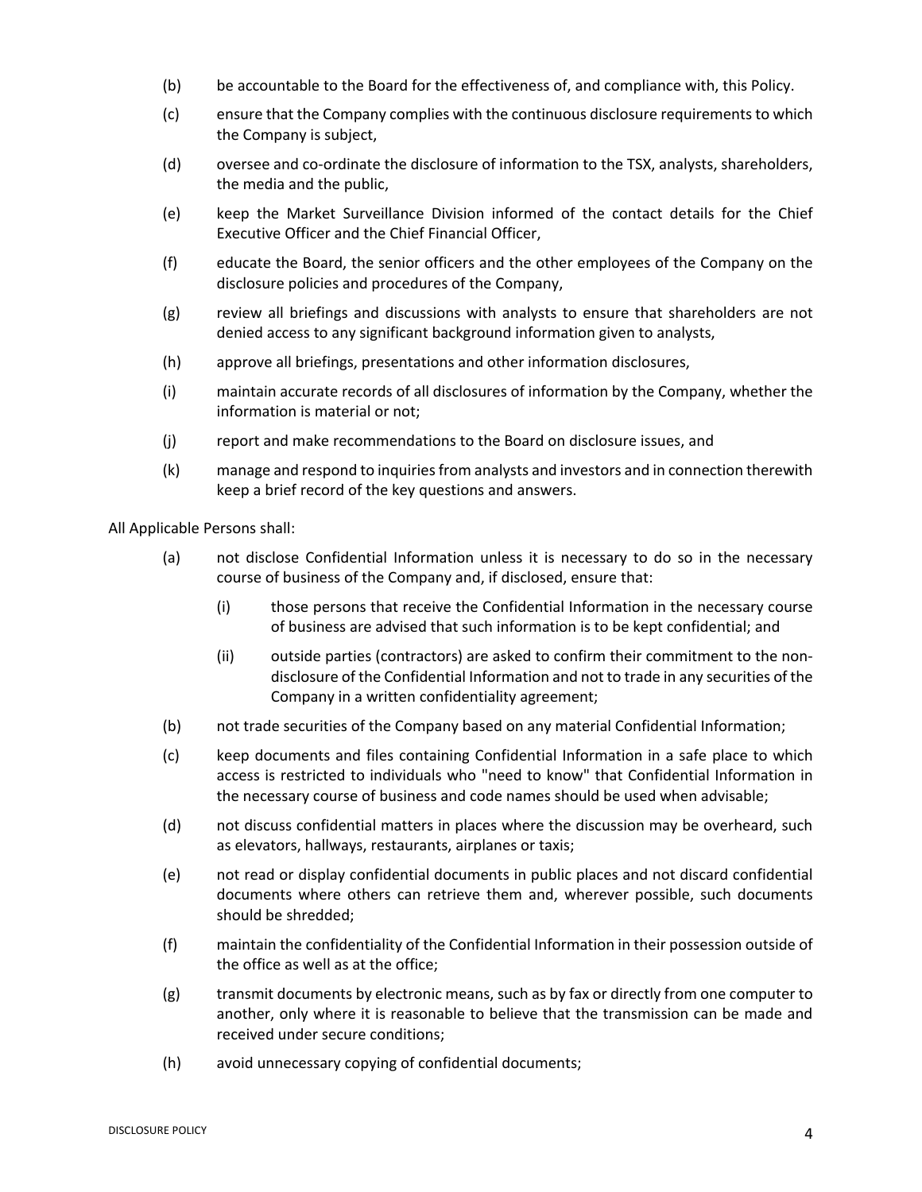(b) be accountable to the Board for the effectiveness of, and compliance with, this Policy.

(c) ensure that the Company complies with the continuous disclosure requirements to which the Company is subject,

(d) oversee and co-ordinate the disclosure of information to the TSX, analysts, shareholders, the media and the public,

(e) keep the Market Surveillance Division informed of the contact details for the Chief Executive Officer and the Chief Financial Officer,

(f) educate the Board, the senior officers and the other employees of the Company on the disclosure policies and procedures of the Company,

(g) review all briefings and discussions with analysts to ensure that shareholders are not denied access to any significant background information given to analysts,

(h) approve all briefings, presentations and other information disclosures,

(i) maintain accurate records of all disclosures of information by the Company, whether the information is material or not;

(j) report and make recommendations to the Board on disclosure issues, and

(k) manage and respond to inquiries from analysts and investors and in connection therewith keep a brief record of the key questions and answers.

All Applicable Persons shall:

(a) not disclose Confidential Information unless it is necessary to do so in the necessary course of business of the Company and, if disclosed, ensure that:

 (i) those persons that receive the Confidential Information in the necessary course of business are advised that such information is to be kept confidential; and

 (ii) outside parties (contractors) are asked to confirm their commitment to the non-disclosure of the Confidential Information and not to trade in any securities of the Company in a written confidentiality agreement;

(b) not trade securities of the Company based on any material Confidential Information;

(c) keep documents and files containing Confidential Information in a safe place to which access is restricted to individuals who "need to know" that Confidential Information in the necessary course of business and code names should be used when advisable;

(d) not discuss confidential matters in places where the discussion may be overheard, such as elevators, hallways, restaurants, airplanes or taxis;

(e) not read or display confidential documents in public places and not discard confidential documents where others can retrieve them and, wherever possible, such documents should be shredded;

(f) maintain the confidentiality of the Confidential Information in their possession outside of the office as well as at the office;

(g) transmit documents by electronic means, such as by fax or directly from one computer to another, only where it is reasonable to believe that the transmission can be made and received under secure conditions;

(h) avoid unnecessary copying of confidential documents;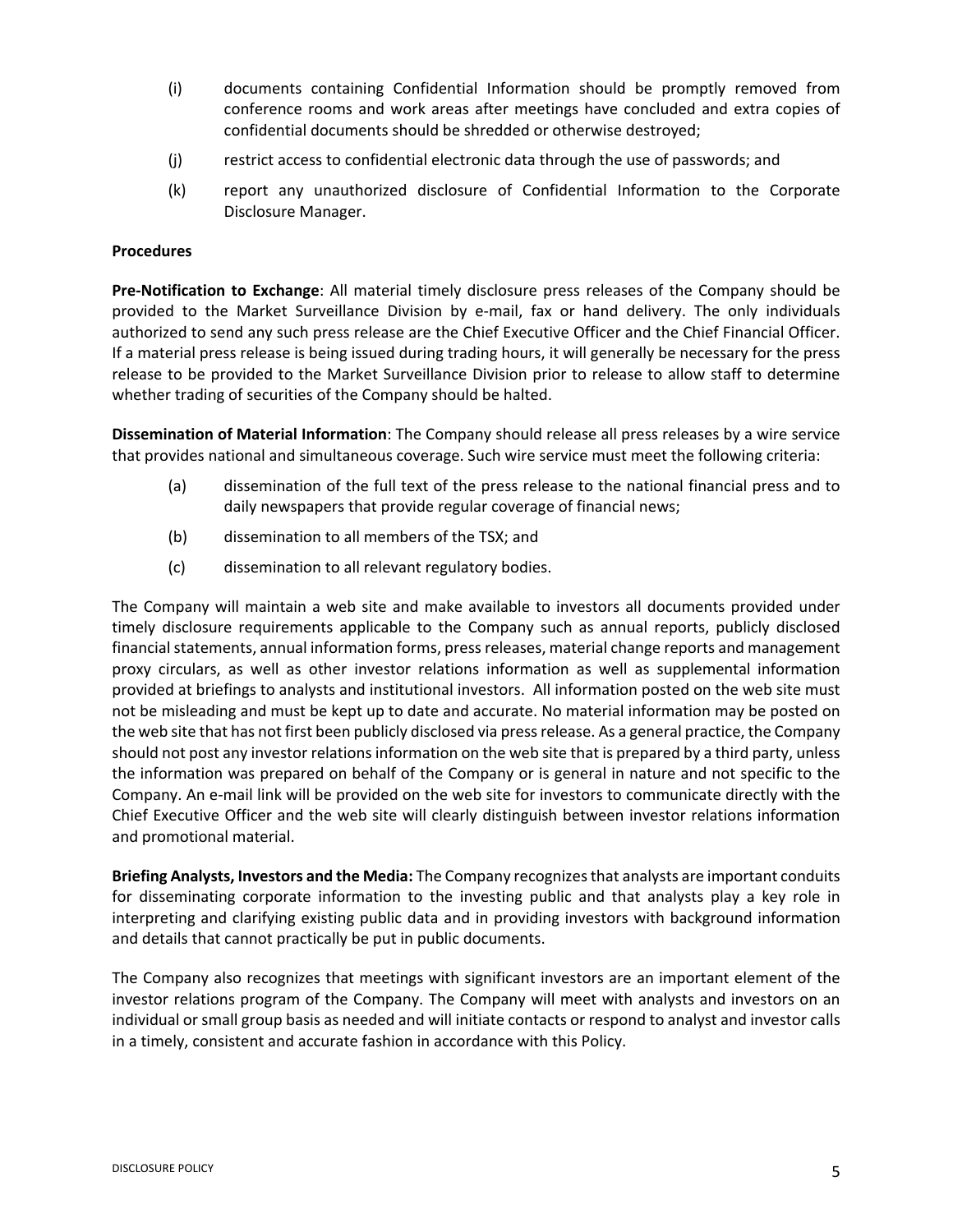(i) documents containing Confidential Information should be promptly removed from conference rooms and work areas after meetings have concluded and extra copies of confidential documents should be shredded or otherwise destroyed;

(j) restrict access to confidential electronic data through the use of passwords; and

(k) report any unauthorized disclosure of Confidential Information to the Corporate Disclosure Manager.

**Procedures**

**Pre-Notification to Exchange**: All material timely disclosure press releases of the Company should be provided to the Market Surveillance Division by e-mail, fax or hand delivery. The only individuals authorized to send any such press release are the Chief Executive Officer and the Chief Financial Officer. If a material press release is being issued during trading hours, it will generally be necessary for the press release to be provided to the Market Surveillance Division prior to release to allow staff to determine whether trading of securities of the Company should be halted.

**Dissemination of Material Information**: The Company should release all press releases by a wire service that provides national and simultaneous coverage. Such wire service must meet the following criteria:

(a) dissemination of the full text of the press release to the national financial press and to daily newspapers that provide regular coverage of financial news;

(b) dissemination to all members of the TSX; and

(c) dissemination to all relevant regulatory bodies.

The Company will maintain a web site and make available to investors all documents provided under timely disclosure requirements applicable to the Company such as annual reports, publicly disclosed financial statements, annual information forms, press releases, material change reports and management proxy circulars, as well as other investor relations information as well as supplemental information provided at briefings to analysts and institutional investors. All information posted on the web site must not be misleading and must be kept up to date and accurate. No material information may be posted on the web site that has not first been publicly disclosed via press release. As a general practice, the Company should not post any investor relations information on the web site that is prepared by a third party, unless the information was prepared on behalf of the Company or is general in nature and not specific to the Company. An e-mail link will be provided on the web site for investors to communicate directly with the Chief Executive Officer and the web site will clearly distinguish between investor relations information and promotional material.

**Briefing Analysts, Investors and the Media:** The Company recognizes that analysts are important conduits for disseminating corporate information to the investing public and that analysts play a key role in interpreting and clarifying existing public data and in providing investors with background information and details that cannot practically be put in public documents.

The Company also recognizes that meetings with significant investors are an important element of the investor relations program of the Company. The Company will meet with analysts and investors on an individual or small group basis as needed and will initiate contacts or respond to analyst and investor calls in a timely, consistent and accurate fashion in accordance with this Policy.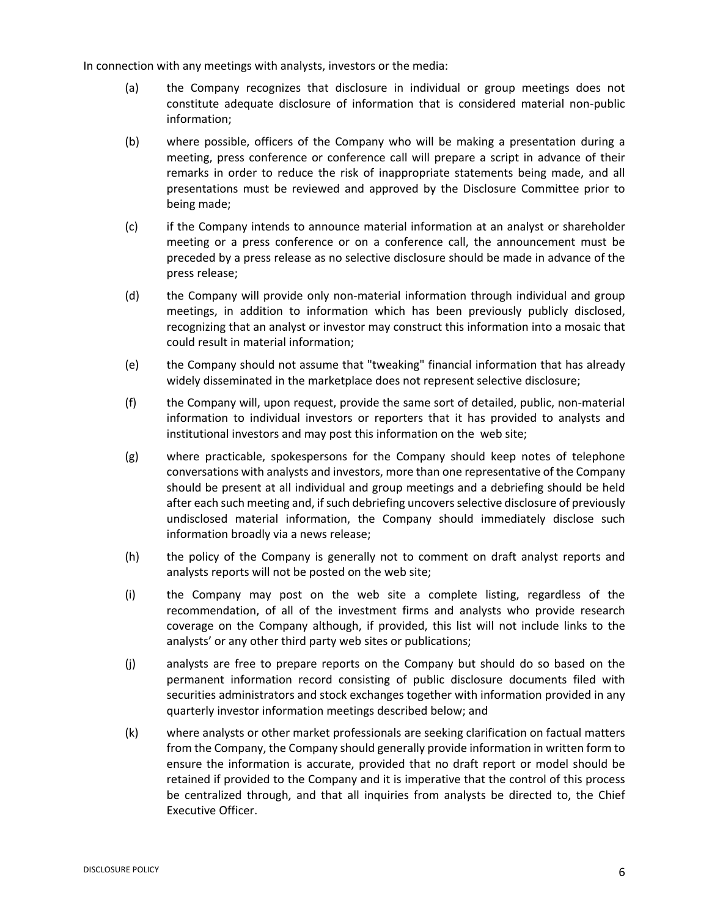In connection with any meetings with analysts, investors or the media:

(a) the Company recognizes that disclosure in individual or group meetings does not constitute adequate disclosure of information that is considered material non-public information;

(b) where possible, officers of the Company who will be making a presentation during a meeting, press conference or conference call will prepare a script in advance of their remarks in order to reduce the risk of inappropriate statements being made, and all presentations must be reviewed and approved by the Disclosure Committee prior to being made;

(c) if the Company intends to announce material information at an analyst or shareholder meeting or a press conference or on a conference call, the announcement must be preceded by a press release as no selective disclosure should be made in advance of the press release;

(d) the Company will provide only non-material information through individual and group meetings, in addition to information which has been previously publicly disclosed, recognizing that an analyst or investor may construct this information into a mosaic that could result in material information;

(e) the Company should not assume that "tweaking" financial information that has already widely disseminated in the marketplace does not represent selective disclosure;

(f) the Company will, upon request, provide the same sort of detailed, public, non-material information to individual investors or reporters that it has provided to analysts and institutional investors and may post this information on the web site;

(g) where practicable, spokespersons for the Company should keep notes of telephone conversations with analysts and investors, more than one representative of the Company should be present at all individual and group meetings and a debriefing should be held after each such meeting and, if such debriefing uncovers selective disclosure of previously undisclosed material information, the Company should immediately disclose such information broadly via a news release;

(h) the policy of the Company is generally not to comment on draft analyst reports and analysts reports will not be posted on the web site;

(i) the Company may post on the web site a complete listing, regardless of the recommendation, of all of the investment firms and analysts who provide research coverage on the Company although, if provided, this list will not include links to the analysts' or any other third party web sites or publications;

(j) analysts are free to prepare reports on the Company but should do so based on the permanent information record consisting of public disclosure documents filed with securities administrators and stock exchanges together with information provided in any quarterly investor information meetings described below; and

(k) where analysts or other market professionals are seeking clarification on factual matters from the Company, the Company should generally provide information in written form to ensure the information is accurate, provided that no draft report or model should be retained if provided to the Company and it is imperative that the control of this process be centralized through, and that all inquiries from analysts be directed to, the Chief Executive Officer.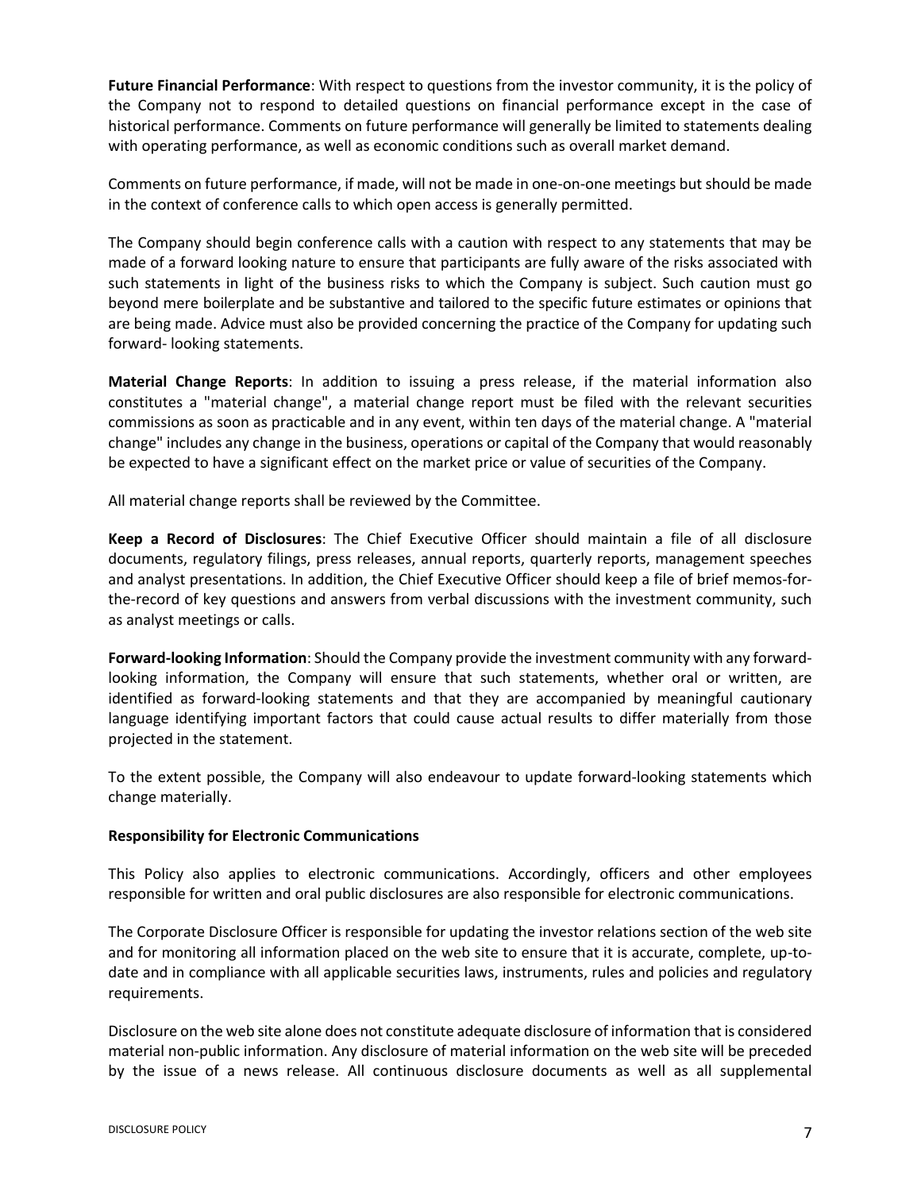**Future Financial Performance**: With respect to questions from the investor community, it is the policy of the Company not to respond to detailed questions on financial performance except in the case of historical performance. Comments on future performance will generally be limited to statements dealing with operating performance, as well as economic conditions such as overall market demand.

Comments on future performance, if made, will not be made in one-on-one meetings but should be made in the context of conference calls to which open access is generally permitted.

The Company should begin conference calls with a caution with respect to any statements that may be made of a forward looking nature to ensure that participants are fully aware of the risks associated with such statements in light of the business risks to which the Company is subject. Such caution must go beyond mere boilerplate and be substantive and tailored to the specific future estimates or opinions that are being made. Advice must also be provided concerning the practice of the Company for updating such forward- looking statements.

**Material Change Reports**: In addition to issuing a press release, if the material information also constitutes a "material change", a material change report must be filed with the relevant securities commissions as soon as practicable and in any event, within ten days of the material change. A "material change" includes any change in the business, operations or capital of the Company that would reasonably be expected to have a significant effect on the market price or value of securities of the Company.

All material change reports shall be reviewed by the Committee.

**Keep a Record of Disclosures**: The Chief Executive Officer should maintain a file of all disclosure documents, regulatory filings, press releases, annual reports, quarterly reports, management speeches and analyst presentations. In addition, the Chief Executive Officer should keep a file of brief memos-for-the-record of key questions and answers from verbal discussions with the investment community, such as analyst meetings or calls.

**Forward-looking Information**: Should the Company provide the investment community with any forward-looking information, the Company will ensure that such statements, whether oral or written, are identified as forward-looking statements and that they are accompanied by meaningful cautionary language identifying important factors that could cause actual results to differ materially from those projected in the statement.

To the extent possible, the Company will also endeavour to update forward-looking statements which change materially.

**Responsibility for Electronic Communications**

This Policy also applies to electronic communications. Accordingly, officers and other employees responsible for written and oral public disclosures are also responsible for electronic communications.

The Corporate Disclosure Officer is responsible for updating the investor relations section of the web site and for monitoring all information placed on the web site to ensure that it is accurate, complete, up-to-date and in compliance with all applicable securities laws, instruments, rules and policies and regulatory requirements.

Disclosure on the web site alone does not constitute adequate disclosure of information that is considered material non-public information. Any disclosure of material information on the web site will be preceded by the issue of a news release. All continuous disclosure documents as well as all supplemental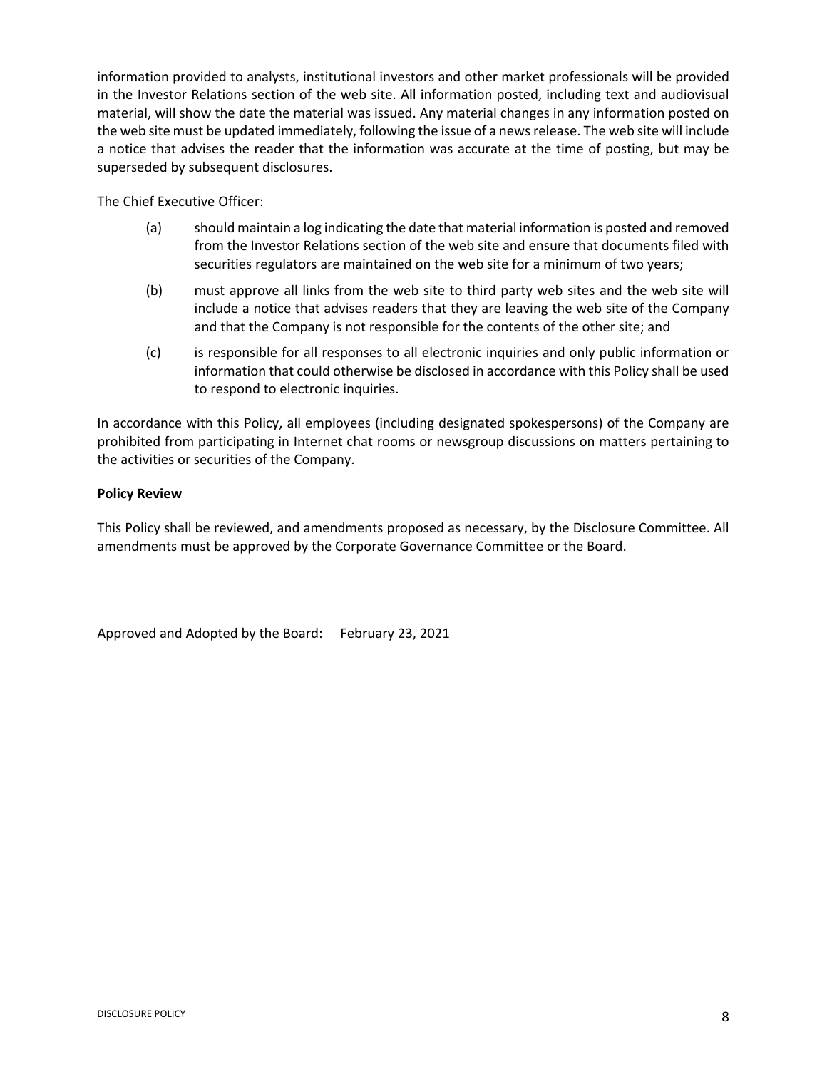information provided to analysts, institutional investors and other market professionals will be provided in the Investor Relations section of the web site. All information posted, including text and audiovisual material, will show the date the material was issued. Any material changes in any information posted on the web site must be updated immediately, following the issue of a news release. The web site will include a notice that advises the reader that the information was accurate at the time of posting, but may be superseded by subsequent disclosures.

The Chief Executive Officer:

(a) should maintain a log indicating the date that material information is posted and removed from the Investor Relations section of the web site and ensure that documents filed with securities regulators are maintained on the web site for a minimum of two years;

(b) must approve all links from the web site to third party web sites and the web site will include a notice that advises readers that they are leaving the web site of the Company and that the Company is not responsible for the contents of the other site; and

(c) is responsible for all responses to all electronic inquiries and only public information or information that could otherwise be disclosed in accordance with this Policy shall be used to respond to electronic inquiries.

In accordance with this Policy, all employees (including designated spokespersons) of the Company are prohibited from participating in Internet chat rooms or newsgroup discussions on matters pertaining to the activities or securities of the Company.

**Policy Review**

This Policy shall be reviewed, and amendments proposed as necessary, by the Disclosure Committee. All amendments must be approved by the Corporate Governance Committee or the Board.

Approved and Adopted by the Board: February 23, 2021